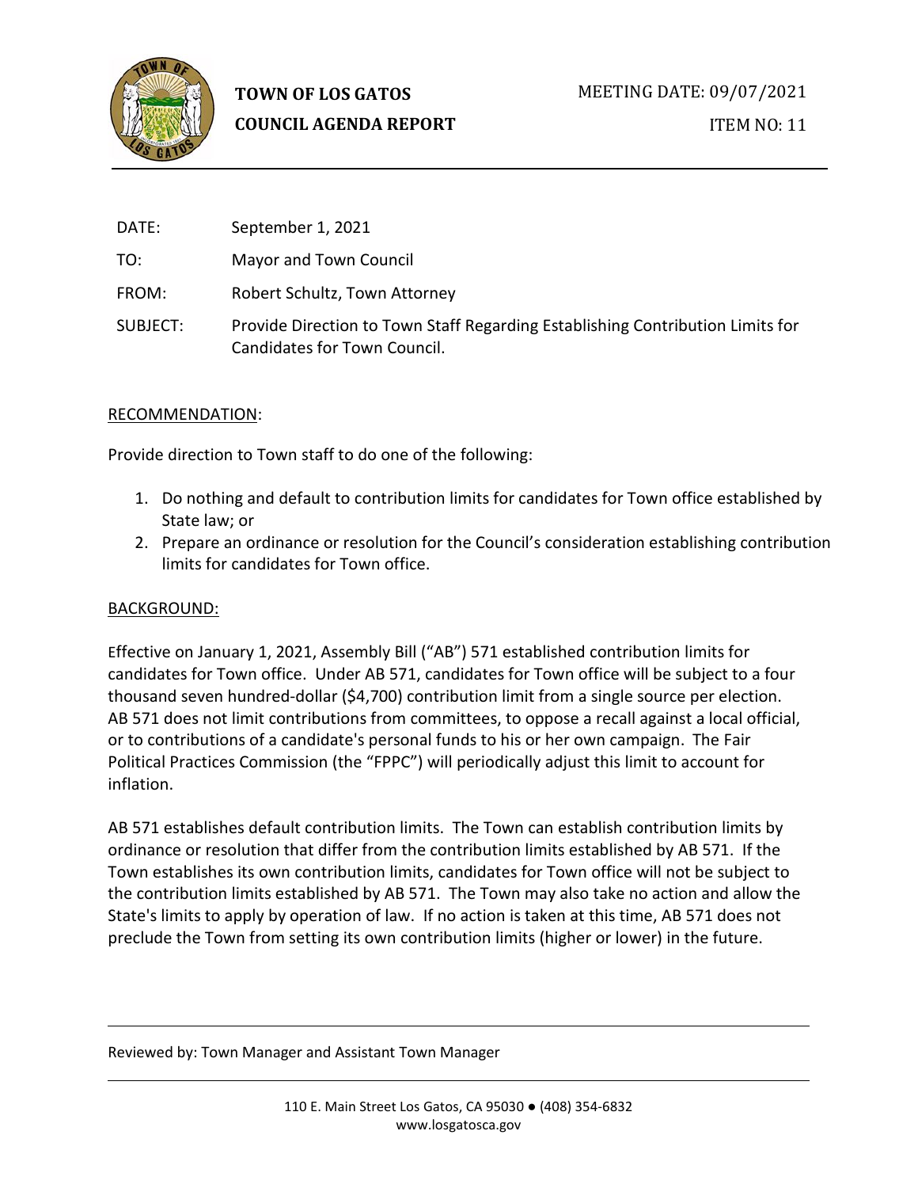**TOWN OF LOS GATOS**
**COUNCIL AGENDA REPORT**

MEETING DATE: 09/07/2021

ITEM NO: 11

DATE: September 1, 2021

TO: Mayor and Town Council

FROM: Robert Schultz, Town Attorney

SUBJECT: Provide Direction to Town Staff Regarding Establishing Contribution Limits for Candidates for Town Council.

## RECOMMENDATION:

Provide direction to Town staff to do one of the following:

1. Do nothing and default to contribution limits for candidates for Town office established by State law; or
2. Prepare an ordinance or resolution for the Council's consideration establishing contribution limits for candidates for Town office.

## BACKGROUND:

Effective on January 1, 2021, Assembly Bill ("AB") 571 established contribution limits for candidates for Town office. Under AB 571, candidates for Town office will be subject to a four thousand seven hundred-dollar ($4,700) contribution limit from a single source per election. AB 571 does not limit contributions from committees, to oppose a recall against a local official, or to contributions of a candidate's personal funds to his or her own campaign. The Fair Political Practices Commission (the "FPPC") will periodically adjust this limit to account for inflation.

AB 571 establishes default contribution limits. The Town can establish contribution limits by ordinance or resolution that differ from the contribution limits established by AB 571. If the Town establishes its own contribution limits, candidates for Town office will not be subject to the contribution limits established by AB 571. The Town may also take no action and allow the State's limits to apply by operation of law. If no action is taken at this time, AB 571 does not preclude the Town from setting its own contribution limits (higher or lower) in the future.

Reviewed by: Town Manager and Assistant Town Manager

110 E. Main Street Los Gatos, CA 95030 ● (408) 354-6832
www.losgatosca.gov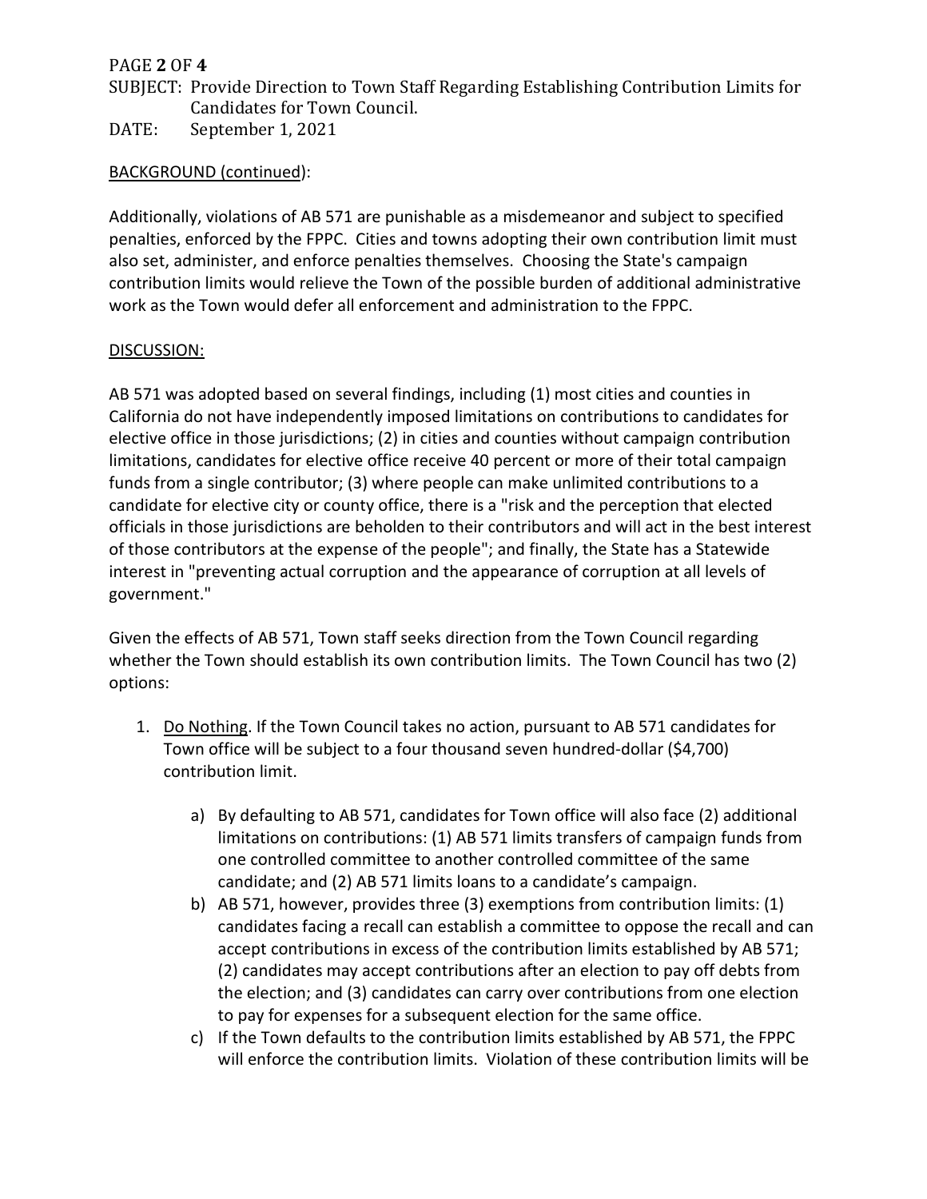BACKGROUND (continued):

Additionally, violations of AB 571 are punishable as a misdemeanor and subject to specified penalties, enforced by the FPPC. Cities and towns adopting their own contribution limit must also set, administer, and enforce penalties themselves. Choosing the State's campaign contribution limits would relieve the Town of the possible burden of additional administrative work as the Town would defer all enforcement and administration to the FPPC.

DISCUSSION:

AB 571 was adopted based on several findings, including (1) most cities and counties in California do not have independently imposed limitations on contributions to candidates for elective office in those jurisdictions; (2) in cities and counties without campaign contribution limitations, candidates for elective office receive 40 percent or more of their total campaign funds from a single contributor; (3) where people can make unlimited contributions to a candidate for elective city or county office, there is a "risk and the perception that elected officials in those jurisdictions are beholden to their contributors and will act in the best interest of those contributors at the expense of the people"; and finally, the State has a Statewide interest in "preventing actual corruption and the appearance of corruption at all levels of government."

Given the effects of AB 571, Town staff seeks direction from the Town Council regarding whether the Town should establish its own contribution limits. The Town Council has two (2) options:

1. Do Nothing. If the Town Council takes no action, pursuant to AB 571 candidates for Town office will be subject to a four thousand seven hundred-dollar ($4,700) contribution limit.

    a) By defaulting to AB 571, candidates for Town office will also face (2) additional limitations on contributions: (1) AB 571 limits transfers of campaign funds from one controlled committee to another controlled committee of the same candidate; and (2) AB 571 limits loans to a candidate's campaign.
    b) AB 571, however, provides three (3) exemptions from contribution limits: (1) candidates facing a recall can establish a committee to oppose the recall and can accept contributions in excess of the contribution limits established by AB 571; (2) candidates may accept contributions after an election to pay off debts from the election; and (3) candidates can carry over contributions from one election to pay for expenses for a subsequent election for the same office.
    c) If the Town defaults to the contribution limits established by AB 571, the FPPC will enforce the contribution limits. Violation of these contribution limits will be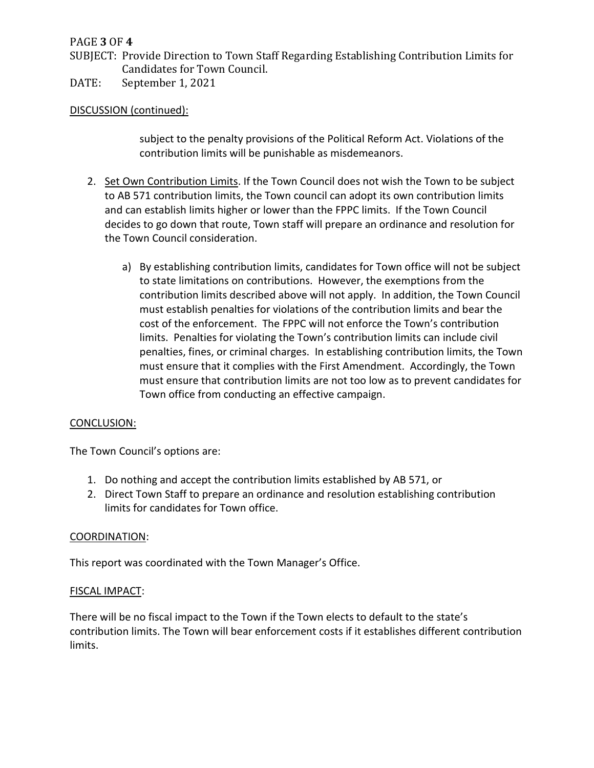DISCUSSION (continued):

subject to the penalty provisions of the Political Reform Act. Violations of the contribution limits will be punishable as misdemeanors.

2. Set Own Contribution Limits. If the Town Council does not wish the Town to be subject to AB 571 contribution limits, the Town council can adopt its own contribution limits and can establish limits higher or lower than the FPPC limits. If the Town Council decides to go down that route, Town staff will prepare an ordinance and resolution for the Town Council consideration.

   a) By establishing contribution limits, candidates for Town office will not be subject to state limitations on contributions. However, the exemptions from the contribution limits described above will not apply. In addition, the Town Council must establish penalties for violations of the contribution limits and bear the cost of the enforcement. The FPPC will not enforce the Town's contribution limits. Penalties for violating the Town's contribution limits can include civil penalties, fines, or criminal charges. In establishing contribution limits, the Town must ensure that it complies with the First Amendment. Accordingly, the Town must ensure that contribution limits are not too low as to prevent candidates for Town office from conducting an effective campaign.

## CONCLUSION:

The Town Council's options are:

1. Do nothing and accept the contribution limits established by AB 571, or
2. Direct Town Staff to prepare an ordinance and resolution establishing contribution limits for candidates for Town office.

## COORDINATION:

This report was coordinated with the Town Manager's Office.

## FISCAL IMPACT:

There will be no fiscal impact to the Town if the Town elects to default to the state's contribution limits. The Town will bear enforcement costs if it establishes different contribution limits.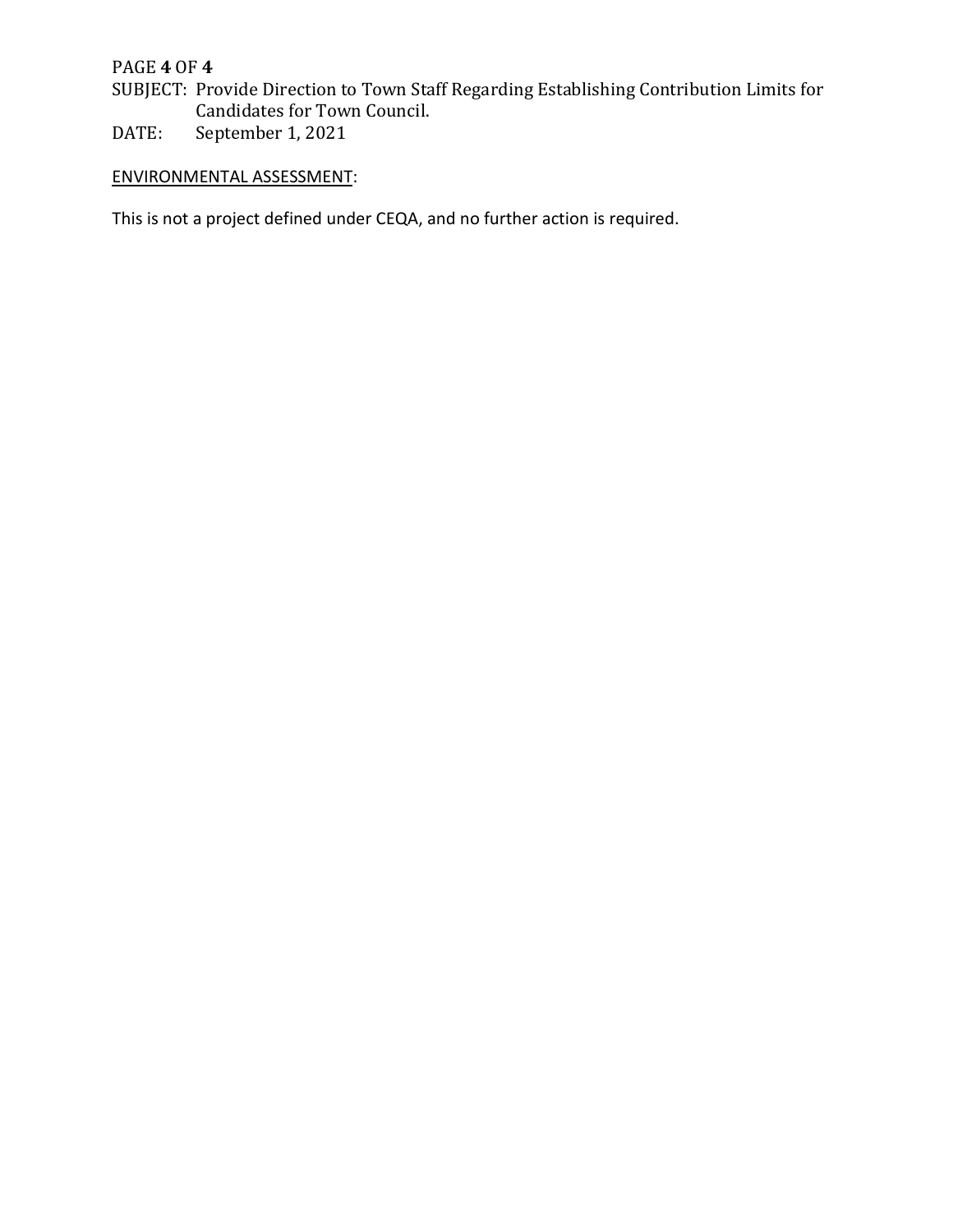<u>ENVIRONMENTAL ASSESSMENT</u>:

This is not a project defined under CEQA, and no further action is required.